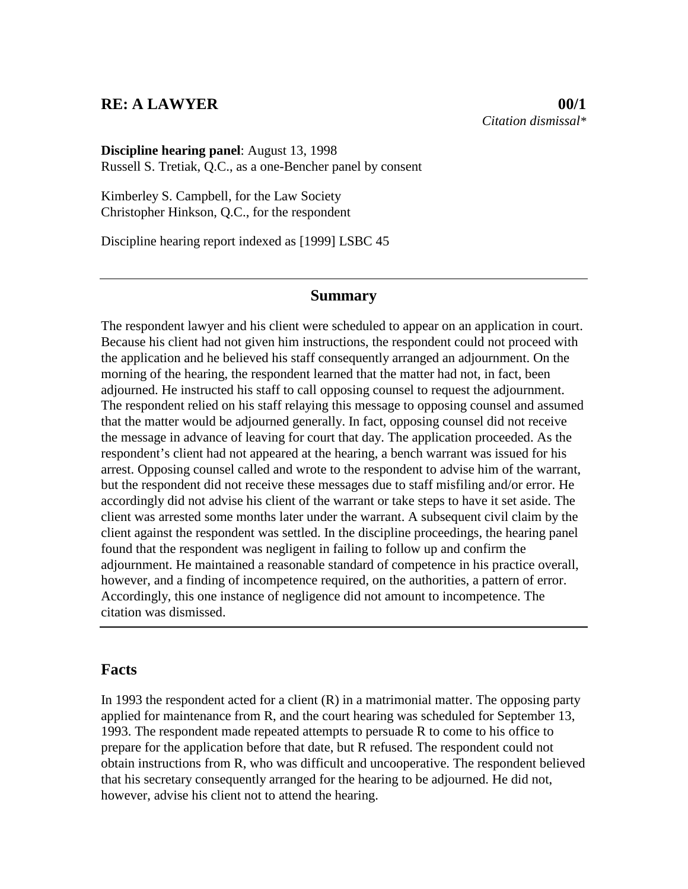# RE: A LAWYER 00/1

*Citation dismissal\**

**Discipline hearing panel**: August 13, 1998
Russell S. Tretiak, Q.C., as a one-Bencher panel by consent

Kimberley S. Campbell, for the Law Society
Christopher Hinkson, Q.C., for the respondent

Discipline hearing report indexed as [1999] LSBC 45

---

## Summary

The respondent lawyer and his client were scheduled to appear on an application in court. Because his client had not given him instructions, the respondent could not proceed with the application and he believed his staff consequently arranged an adjournment. On the morning of the hearing, the respondent learned that the matter had not, in fact, been adjourned. He instructed his staff to call opposing counsel to request the adjournment. The respondent relied on his staff relaying this message to opposing counsel and assumed that the matter would be adjourned generally. In fact, opposing counsel did not receive the message in advance of leaving for court that day. The application proceeded. As the respondent's client had not appeared at the hearing, a bench warrant was issued for his arrest. Opposing counsel called and wrote to the respondent to advise him of the warrant, but the respondent did not receive these messages due to staff misfiling and/or error. He accordingly did not advise his client of the warrant or take steps to have it set aside. The client was arrested some months later under the warrant. A subsequent civil claim by the client against the respondent was settled. In the discipline proceedings, the hearing panel found that the respondent was negligent in failing to follow up and confirm the adjournment. He maintained a reasonable standard of competence in his practice overall, however, and a finding of incompetence required, on the authorities, a pattern of error. Accordingly, this one instance of negligence did not amount to incompetence. The citation was dismissed.

---

## Facts

In 1993 the respondent acted for a client (R) in a matrimonial matter. The opposing party applied for maintenance from R, and the court hearing was scheduled for September 13, 1993. The respondent made repeated attempts to persuade R to come to his office to prepare for the application before that date, but R refused. The respondent could not obtain instructions from R, who was difficult and uncooperative. The respondent believed that his secretary consequently arranged for the hearing to be adjourned. He did not, however, advise his client not to attend the hearing.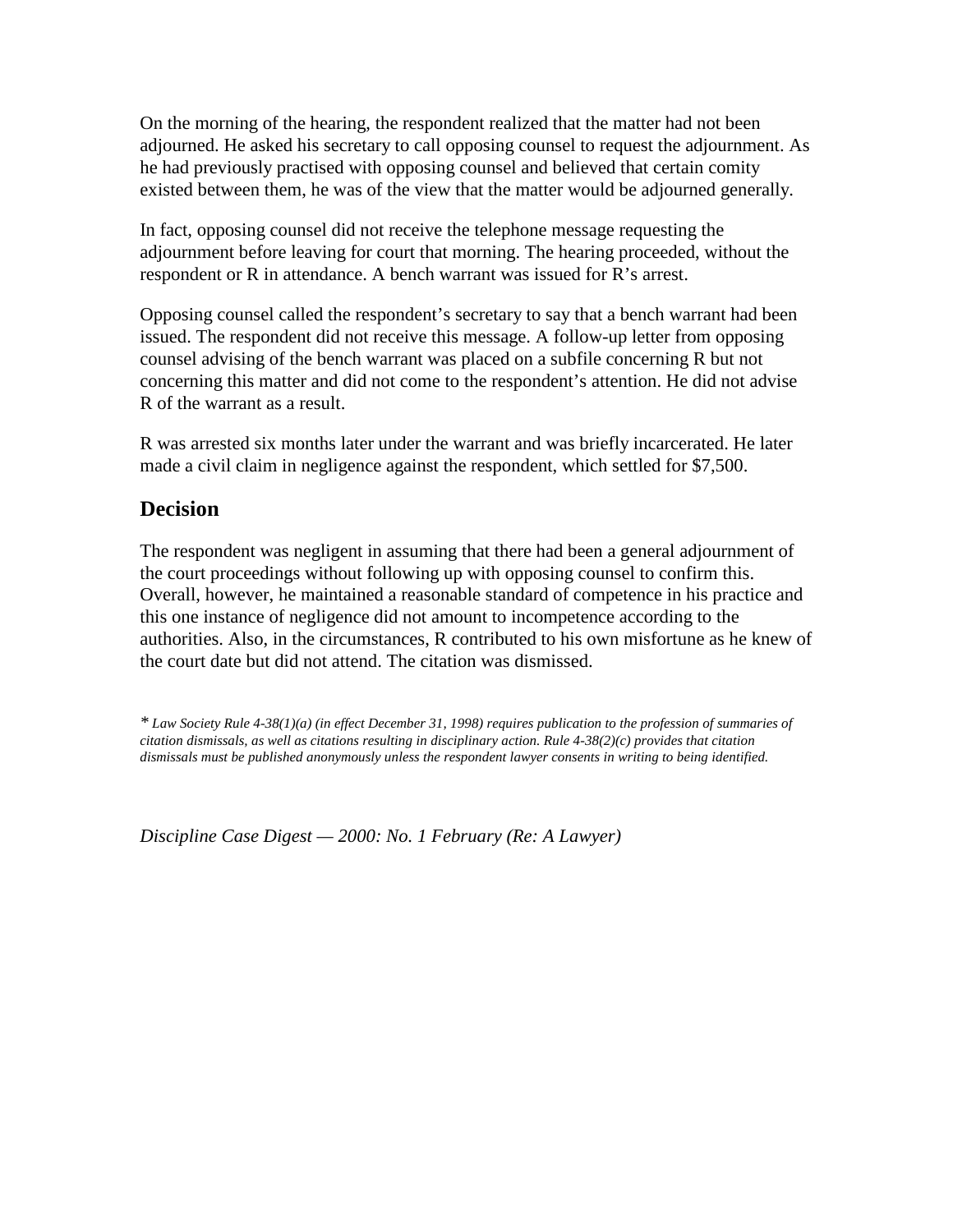On the morning of the hearing, the respondent realized that the matter had not been adjourned. He asked his secretary to call opposing counsel to request the adjournment. As he had previously practised with opposing counsel and believed that certain comity existed between them, he was of the view that the matter would be adjourned generally.

In fact, opposing counsel did not receive the telephone message requesting the adjournment before leaving for court that morning. The hearing proceeded, without the respondent or R in attendance. A bench warrant was issued for R's arrest.

Opposing counsel called the respondent's secretary to say that a bench warrant had been issued. The respondent did not receive this message. A follow-up letter from opposing counsel advising of the bench warrant was placed on a subfile concerning R but not concerning this matter and did not come to the respondent's attention. He did not advise R of the warrant as a result.

R was arrested six months later under the warrant and was briefly incarcerated. He later made a civil claim in negligence against the respondent, which settled for $7,500.

## Decision

The respondent was negligent in assuming that there had been a general adjournment of the court proceedings without following up with opposing counsel to confirm this. Overall, however, he maintained a reasonable standard of competence in his practice and this one instance of negligence did not amount to incompetence according to the authorities. Also, in the circumstances, R contributed to his own misfortune as he knew of the court date but did not attend. The citation was dismissed.

\* *Law Society Rule 4-38(1)(a) (in effect December 31, 1998) requires publication to the profession of summaries of citation dismissals, as well as citations resulting in disciplinary action. Rule 4-38(2)(c) provides that citation dismissals must be published anonymously unless the respondent lawyer consents in writing to being identified.*

*Discipline Case Digest — 2000: No. 1 February (Re: A Lawyer)*